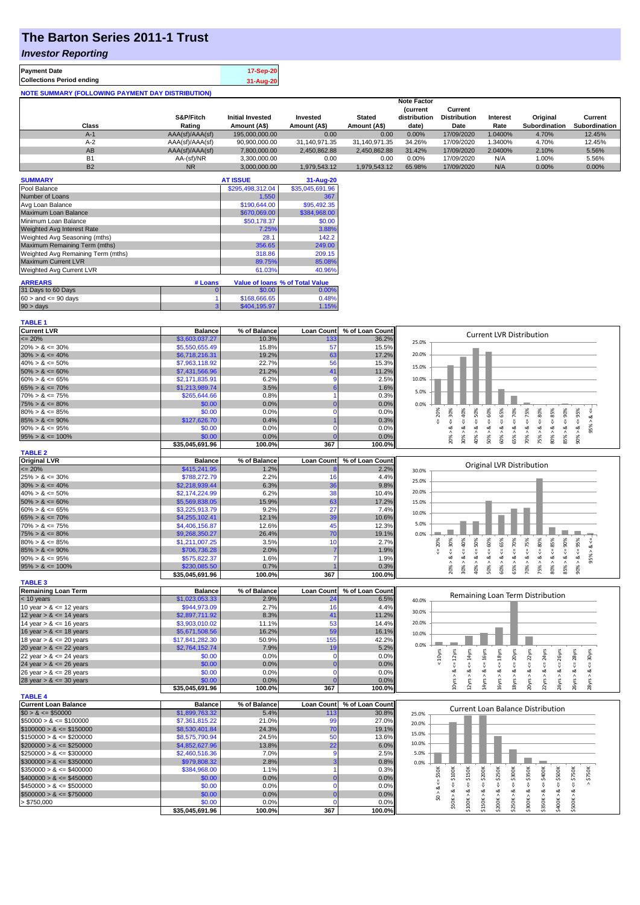# The Barton Series 2011-1 Trust

## *Investor Reporting*

| Payment Date | 17-Sep-20 |
|---|---|
| Collections Period ending | 31-Aug-20 |

**NOTE SUMMARY (FOLLOWING PAYMENT DAY DISTRIBUTION)**

| Class | S&P/Fitch Rating | Initial Invested Amount (A$) | Invested Amount (A$) | Stated Amount (A$) | Note Factor (current distribution date) | Current Distribution Date | Interest Rate | Original Subordination | Current Subordination |
|---|---|---|---|---|---|---|---|---|---|
| A-1 | AAA(sf)/AAA(sf) | 195,000,000.00 | 0.00 | 0.00 | 0.00% | 17/09/2020 | 1.0400% | 4.70% | 12.45% |
| A-2 | AAA(sf)/AAA(sf) | 90,900,000.00 | 31,140,971.35 | 31,140,971.35 | 34.26% | 17/09/2020 | 1.3400% | 4.70% | 12.45% |
| AB | AAA(sf)/AAA(sf) | 7,800,000.00 | 2,450,862.88 | 2,450,862.88 | 31.42% | 17/09/2020 | 2.0400% | 2.10% | 5.56% |
| B1 | AA-(sf)/NR | 3,300,000.00 | 0.00 | 0.00 | 0.00% | 17/09/2020 | N/A | 1.00% | 5.56% |
| B2 | NR | 3,000,000.00 | 1,979,543.12 | 1,979,543.12 | 65.98% | 17/09/2020 | N/A | 0.00% | 0.00% |

| SUMMARY | AT ISSUE | 31-Aug-20 |
|---|---|---|
| Pool Balance | $295,498,312.04 | $35,045,691.96 |
| Number of Loans | 1,550 | 367 |
| Avg Loan Balance | $190,644.00 | $95,492.35 |
| Maximum Loan Balance | $670,069.00 | $384,968.00 |
| Minimum Loan Balance | $50,178.37 | $0.00 |
| Weighted Avg Interest Rate | 7.25% | 3.88% |
| Weighted Avg Seasoning (mths) | 28.1 | 142.2 |
| Maximum Remaining Term (mths) | 356.65 | 249.00 |
| Weighted Avg Remaining Term (mths) | 318.86 | 209.15 |
| Maximum Current LVR | 89.75% | 85.08% |
| Weighted Avg Current LVR | 61.03% | 40.96% |

| ARREARS | # Loans | Value of loans | % of Total Value |
|---|---|---|---|
| 31 Days to 60 Days | 0 | $0.00 | 0.00% |
| $60 >$ and $<= 90$ days | 1 | $168,666.65 | 0.48% |
| $90 >$ days | 3 | $404,195.97 | 1.15% |

**TABLE 1**

| Current LVR | Balance | % of Balance | Loan Count | % of Loan Count |
|---|---|---|---|---|
| <= 20% | $3,603,037.27 | 10.3% | 133 | 36.2% |
| 20% > & <= 30% | $5,550,655.49 | 15.8% | 57 | 15.5% |
| 30% > & <= 40% | $6,718,216.31 | 19.2% | 63 | 17.2% |
| 40% > & <= 50% | $7,963,118.92 | 22.7% | 56 | 15.3% |
| 50% > & <= 60% | $7,431,566.96 | 21.2% | 41 | 11.2% |
| 60% > & <= 65% | $2,171,835.91 | 6.2% | 9 | 2.5% |
| 65% > & <= 70% | $1,213,989.74 | 3.5% | 6 | 1.6% |
| 70% > & <= 75% | $265,644.66 | 0.8% | 1 | 0.3% |
| 75% > & <= 80% | $0.00 | 0.0% | 0 | 0.0% |
| 80% > & <= 85% | $0.00 | 0.0% | 0 | 0.0% |
| 85% > & <= 90% | $127,626.70 | 0.4% | 1 | 0.3% |
| 90% > & <= 95% | $0.00 | 0.0% | 0 | 0.0% |
| 95% > & <= 100% | $0.00 | 0.0% | 0 | 0.0% |
| | $35,045,691.96 | 100.0% | 367 | 100.0% |

**TABLE 2**

| Original LVR | Balance | % of Balance | Loan Count | % of Loan Count |
|---|---|---|---|---|
| <= 20% | $415,241.95 | 1.2% | 8 | 2.2% |
| 25% > & <= 30% | $788,272.79 | 2.2% | 16 | 4.4% |
| 30% > & <= 40% | $2,218,939.44 | 6.3% | 36 | 9.8% |
| 40% > & <= 50% | $2,174,224.99 | 6.2% | 38 | 10.4% |
| 50% > & <= 60% | $5,569,838.05 | 15.9% | 63 | 17.2% |
| 60% > & <= 65% | $3,225,913.79 | 9.2% | 27 | 7.4% |
| 65% > & <= 70% | $4,255,102.41 | 12.1% | 39 | 10.6% |
| 70% > & <= 75% | $4,406,156.87 | 12.6% | 45 | 12.3% |
| 75% > & <= 80% | $9,268,350.27 | 26.4% | 70 | 19.1% |
| 80% > & <= 85% | $1,211,007.25 | 3.5% | 10 | 2.7% |
| 85% > & <= 90% | $706,736.28 | 2.0% | 7 | 1.9% |
| 90% > & <= 95% | $575,822.37 | 1.6% | 7 | 1.9% |
| 95% > & <= 100% | $230,085.50 | 0.7% | 1 | 0.3% |
| | $35,045,691.96 | 100.0% | 367 | 100.0% |

**TABLE 3**

| Remaining Loan Term | Balance | % of Balance | Loan Count | % of Loan Count |
|---|---|---|---|---|
| < 10 years | $1,023,053.33 | 2.9% | 24 | 6.5% |
| 10 year > & <= 12 years | $944,973.09 | 2.7% | 16 | 4.4% |
| 12 year > & <= 14 years | $2,897,711.92 | 8.3% | 41 | 11.2% |
| 14 year > & <= 16 years | $3,903,010.02 | 11.1% | 53 | 14.4% |
| 16 year > & <= 18 years | $5,671,508.56 | 16.2% | 59 | 16.1% |
| 18 year > & <= 20 years | $17,841,282.30 | 50.9% | 155 | 42.2% |
| 20 year > & <= 22 years | $2,764,152.74 | 7.9% | 19 | 5.2% |
| 22 year > & <= 24 years | $0.00 | 0.0% | 0 | 0.0% |
| 24 year > & <= 26 years | $0.00 | 0.0% | 0 | 0.0% |
| 26 year > & <= 28 years | $0.00 | 0.0% | 0 | 0.0% |
| 28 year > & <= 30 years | $0.00 | 0.0% | 0 | 0.0% |
| | $35,045,691.96 | 100.0% | 367 | 100.0% |

**TABLE 4**

| Current Loan Balance | Balance | % of Balance | Loan Count | % of Loan Count |
|---|---|---|---|---|
| $0 > & <= $50000 | $1,899,763.32 | 5.4% | 113 | 30.8% |
| $50000 > & <= $100000 | $7,361,815.22 | 21.0% | 99 | 27.0% |
| $100000 > & <= $150000 | $8,530,401.84 | 24.3% | 70 | 19.1% |
| $150000 > & <= $200000 | $8,575,790.94 | 24.5% | 50 | 13.6% |
| $200000 > & <= $250000 | $4,852,627.96 | 13.8% | 22 | 6.0% |
| $250000 > & <= $300000 | $2,460,516.36 | 7.0% | 9 | 2.5% |
| $300000 > & <= $350000 | $979,808.32 | 2.8% | 3 | 0.8% |
| $350000 > & <= $400000 | $384,968.00 | 1.1% | 1 | 0.3% |
| $400000 > & <= $450000 | $0.00 | 0.0% | 0 | 0.0% |
| $450000 > & <= $500000 | $0.00 | 0.0% | 0 | 0.0% |
| $500000 > & <= $750000 | $0.00 | 0.0% | 0 | 0.0% |
| > $750,000 | $0.00 | 0.0% | 0 | 0.0% |
| | $35,045,691.96 | 100.0% | 367 | 100.0% |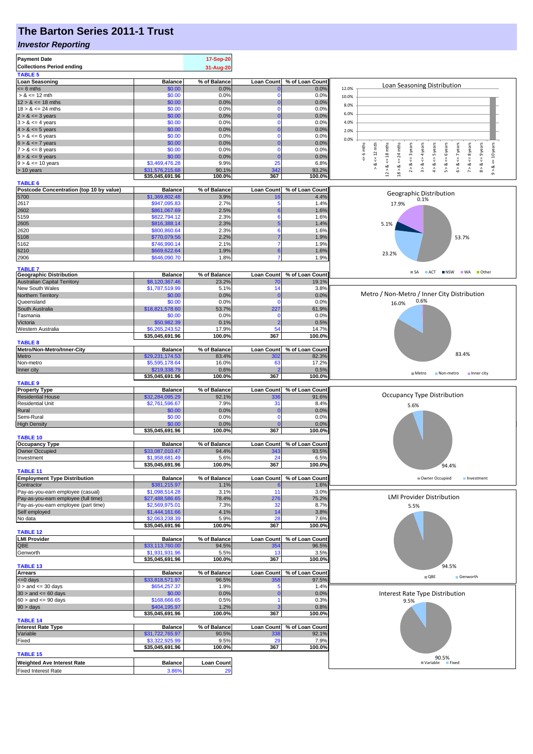# The Barton Series 2011-1 Trust

## *Investor Reporting*

| | |
|---|---|
| **Payment Date** | 17-Sep-20 |
| **Collections Period ending** | 31-Aug-20 |

**TABLE 5**

| Loan Seasoning | Balance | % of Balance | Loan Count | % of Loan Count |
|---|---|---|---|---|
| <= 6 mths | $0.00 | 0.0% | 0 | 0.0% |
| > & <= 12 mth | $0.00 | 0.0% | 0 | 0.0% |
| 12 > & <= 18 mths | $0.00 | 0.0% | 0 | 0.0% |
| 18 > & <= 24 mths | $0.00 | 0.0% | 0 | 0.0% |
| 2 > & <= 3 years | $0.00 | 0.0% | 0 | 0.0% |
| 3 > & <= 4 years | $0.00 | 0.0% | 0 | 0.0% |
| 4 > & <= 5 years | $0.00 | 0.0% | 0 | 0.0% |
| 5 > & <= 6 years | $0.00 | 0.0% | 0 | 0.0% |
| 6 > & <= 7 years | $0.00 | 0.0% | 0 | 0.0% |
| 7 > & <= 8 years | $0.00 | 0.0% | 0 | 0.0% |
| 8 > & <= 9 years | $0.00 | 0.0% | 0 | 0.0% |
| 9 > & <= 10 years | $3,469,476.28 | 9.9% | 25 | 6.8% |
| > 10 years | $31,576,215.68 | 90.1% | 342 | 93.2% |
| | $35,045,691.96 | 100.0% | 367 | 100.0% |

**TABLE 6**

| Postcode Concentration (top 10 by value) | Balance | % of Balance | Loan Count | % of Loan Count |
|---|---|---|---|---|
| 5700 | $1,369,802.48 | 3.9% | 16 | 4.4% |
| 2617 | $947,095.83 | 2.7% | 5 | 1.4% |
| 2602 | $861,067.69 | 2.5% | 6 | 1.6% |
| 5159 | $822,794.12 | 2.3% | 6 | 1.6% |
| 2605 | $816,388.14 | 2.3% | 5 | 1.4% |
| 2620 | $800,860.64 | 2.3% | 6 | 1.6% |
| 5108 | $770,079.56 | 2.2% | 7 | 1.9% |
| 5162 | $746,990.14 | 2.1% | 7 | 1.9% |
| 6210 | $669,622.64 | 1.9% | 6 | 1.6% |
| 2906 | $646,090.70 | 1.8% | 7 | 1.9% |

**TABLE 7**

| Geographic Distribution | Balance | % of Balance | Loan Count | % of Loan Count |
|---|---|---|---|---|
| Australian Capital Territory | $8,120,367.46 | 23.2% | 70 | 19.1% |
| New South Wales | $1,787,519.99 | 5.1% | 14 | 3.8% |
| Northern Territory | $0.00 | 0.0% | 0 | 0.0% |
| Queensland | $0.00 | 0.0% | 0 | 0.0% |
| South Australia | $18,821,578.60 | 53.7% | 227 | 61.9% |
| Tasmania | $0.00 | 0.0% | 0 | 0.0% |
| Victoria | $50,982.39 | 0.1% | 2 | 0.5% |
| Western Australia | $6,265,243.52 | 17.9% | 54 | 14.7% |
| | $35,045,691.96 | 100.0% | 367 | 100.0% |

**TABLE 8**

| Metro/Non-Metro/Inner-City | Balance | % of Balance | Loan Count | % of Loan Count |
|---|---|---|---|---|
| Metro | $29,231,174.53 | 83.4% | 302 | 82.3% |
| Non-metro | $5,595,178.64 | 16.0% | 63 | 17.2% |
| Inner city | $219,338.79 | 0.6% | 2 | 0.5% |
| | $35,045,691.96 | 100.0% | 367 | 100.0% |

**TABLE 9**

| Property Type | Balance | % of Balance | Loan Count | % of Loan Count |
|---|---|---|---|---|
| Residential House | $32,284,095.29 | 92.1% | 336 | 91.6% |
| Residential Unit | $2,761,596.67 | 7.9% | 31 | 8.4% |
| Rural | $0.00 | 0.0% | 0 | 0.0% |
| Semi-Rural | $0.00 | 0.0% | 0 | 0.0% |
| High Density | $0.00 | 0.0% | 0 | 0.0% |
| | $35,045,691.96 | 100.0% | 367 | 100.0% |

**TABLE 10**

| Occupancy Type | Balance | % of Balance | Loan Count | % of Loan Count |
|---|---|---|---|---|
| Owner Occupied | $33,087,010.47 | 94.4% | 343 | 93.5% |
| Investment | $1,958,681.49 | 5.6% | 24 | 6.5% |
| | $35,045,691.96 | 100.0% | 367 | 100.0% |

**TABLE 11**

| Employment Type Distribution | Balance | % of Balance | Loan Count | % of Loan Count |
|---|---|---|---|---|
| Contractor | $381,215.97 | 1.1% | 6 | 1.6% |
| Pay-as-you-earn employee (casual) | $1,098,514.28 | 3.1% | 11 | 3.0% |
| Pay-as-you-earn employee (full time) | $27,488,586.65 | 78.4% | 276 | 75.2% |
| Pay-as-you-earn employee (part time) | $2,569,975.01 | 7.3% | 32 | 8.7% |
| Self employed | $1,444,161.66 | 4.1% | 14 | 3.8% |
| No data | $2,063,238.39 | 5.9% | 28 | 7.6% |
| | $35,045,691.96 | 100.0% | 367 | 100.0% |

**TABLE 12**

| LMI Provider | Balance | % of Balance | Loan Count | % of Loan Count |
|---|---|---|---|---|
| QBE | $33,113,760.00 | 94.5% | 354 | 96.5% |
| Genworth | $1,931,931.96 | 5.5% | 13 | 3.5% |
| | $35,045,691.96 | 100.0% | 367 | 100.0% |

**TABLE 13**

| Arrears | Balance | % of Balance | Loan Count | % of Loan Count |
|---|---|---|---|---|
| <=0 days | $33,818,571.97 | 96.5% | 358 | 97.5% |
| 0 > and <= 30 days | $654,257.37 | 1.9% | 5 | 1.4% |
| 30 > and <= 60 days | $0.00 | 0.0% | 0 | 0.0% |
| 60 > and <= 90 days | $168,666.65 | 0.5% | 1 | 0.3% |
| 90 > days | $404,195.97 | 1.2% | 3 | 0.8% |
| | $35,045,691.96 | 100.0% | 367 | 100.0% |

**TABLE 14**

| Interest Rate Type | Balance | % of Balance | Loan Count | % of Loan Count |
|---|---|---|---|---|
| Variable | $31,722,765.97 | 90.5% | 338 | 92.1% |
| Fixed | $3,322,925.99 | 9.5% | 29 | 7.9% |
| | $35,045,691.96 | 100.0% | 367 | 100.0% |

**TABLE 15**

| Weighted Ave Interest Rate | Balance | Loan Count |
|---|---|---|
| Fixed Interest Rate | 3.86% | 29 |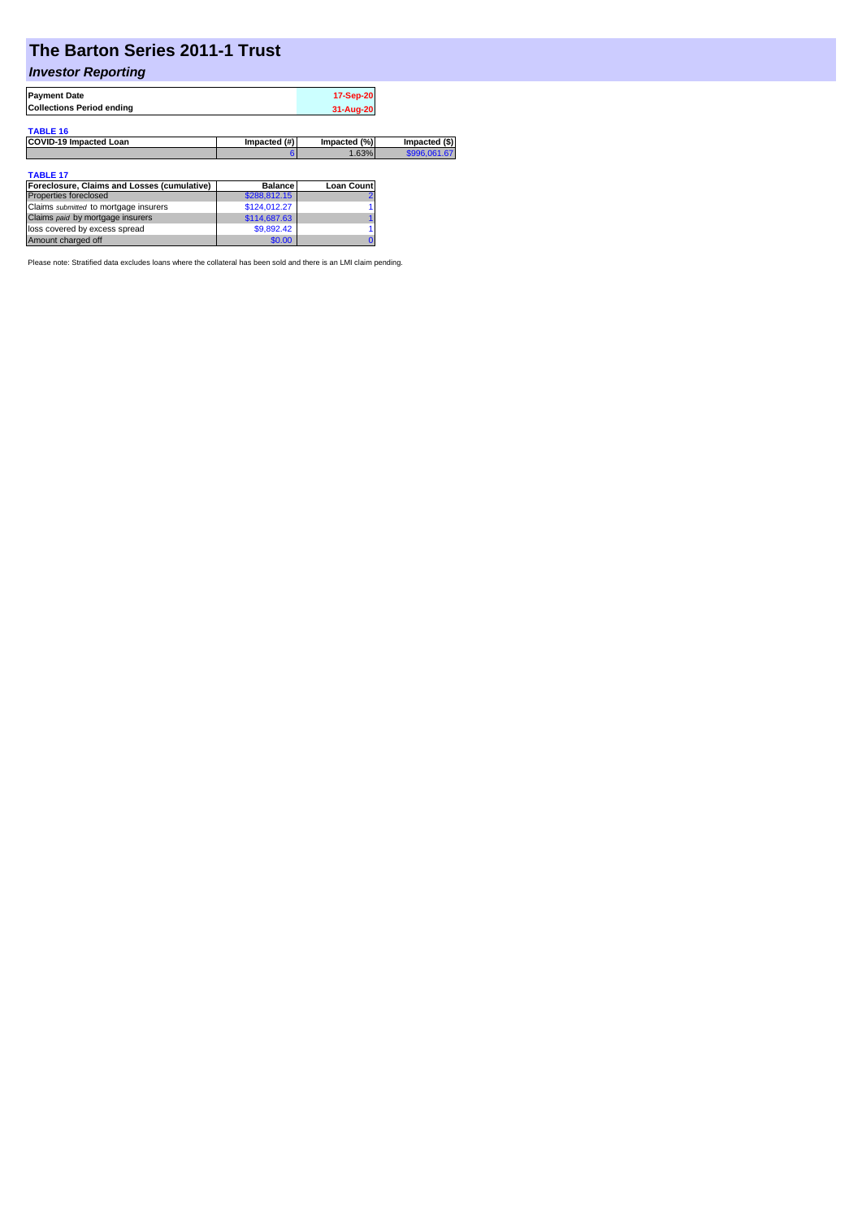# The Barton Series 2011-1 Trust

## *Investor Reporting*

| | |
|---|---|
| **Payment Date** | 17-Sep-20 |
| **Collections Period ending** | 31-Aug-20 |

**TABLE 16**

| COVID-19 Impacted Loan | Impacted (#) | Impacted (%) | Impacted ($) |
|---|---|---|---|
| | 6 | 1.63% | $996,061.67 |

**TABLE 17**

| Foreclosure, Claims and Losses (cumulative) | Balance | Loan Count |
|---|---|---|
| Properties foreclosed | $288,812.15 | 2 |
| Claims *submitted* to mortgage insurers | $124,012.27 | 1 |
| Claims *paid* by mortgage insurers | $114,687.63 | 1 |
| loss covered by excess spread | $9,892.42 | 1 |
| Amount charged off | $0.00 | 0 |

Please note: Stratified data excludes loans where the collateral has been sold and there is an LMI claim pending.